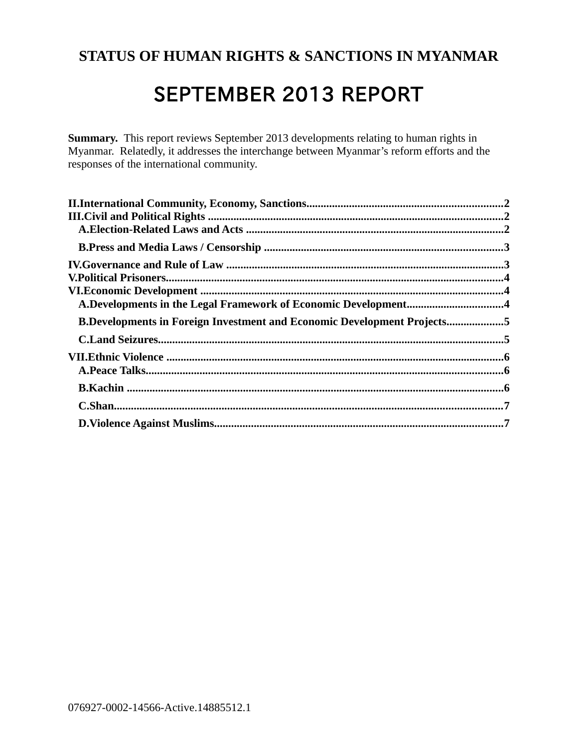# STATUS OF HUMAN RIGHTS & SANCTIONS IN MYANMAR

# SEPTEMBER 2013 REPORT

**Summary.** This report reviews September 2013 developments relating to human rights in Myanmar. Relatedly, it addresses the interchange between Myanmar's reform efforts and the responses of the international community.

**II.International Community, Economy, Sanctions....................................................................2**
**III.Civil and Political Rights .......................................................................................................2**
**A.Election-Related Laws and Acts ..........................................................................................2**
**B.Press and Media Laws / Censorship ....................................................................................3**
**IV.Governance and Rule of Law .................................................................................................3**
**V.Political Prisoners......................................................................................................................4**
**VI.Economic Development ..........................................................................................................4**
**A.Developments in the Legal Framework of Economic Development..................................4**
**B.Developments in Foreign Investment and Economic Development Projects....................5**
**C.Land Seizures.........................................................................................................................5**
**VII.Ethnic Violence ......................................................................................................................6**
**A.Peace Talks.............................................................................................................................6**
**B.Kachin ....................................................................................................................................6**
**C.Shan........................................................................................................................................7**
**D.Violence Against Muslims.....................................................................................................7**

076927-0002-14566-Active.14885512.1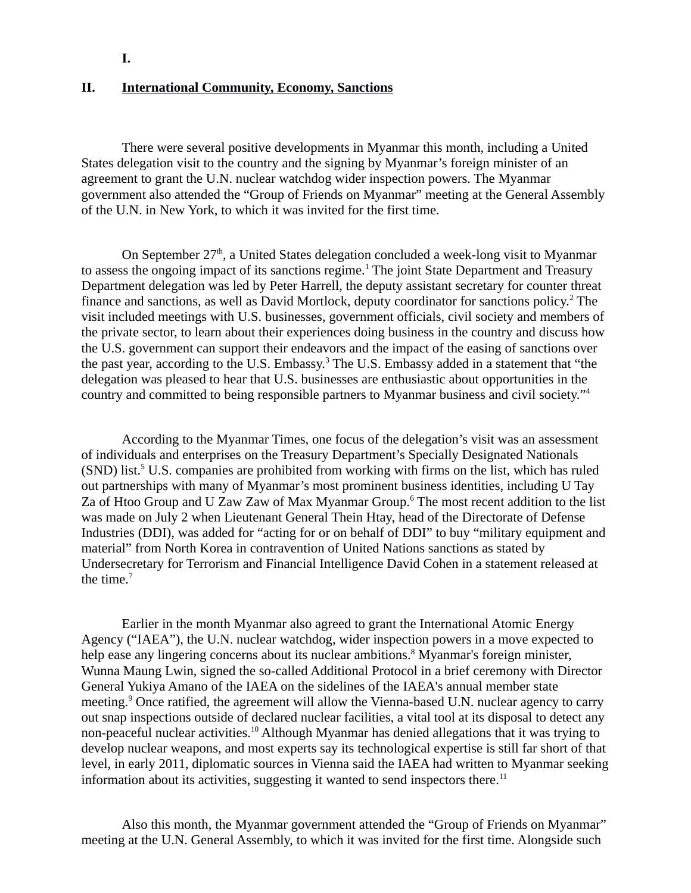I.

## II. International Community, Economy, Sanctions

There were several positive developments in Myanmar this month, including a United States delegation visit to the country and the signing by Myanmar's foreign minister of an agreement to grant the U.N. nuclear watchdog wider inspection powers. The Myanmar government also attended the "Group of Friends on Myanmar" meeting at the General Assembly of the U.N. in New York, to which it was invited for the first time.

On September 27th, a United States delegation concluded a week-long visit to Myanmar to assess the ongoing impact of its sanctions regime.[1] The joint State Department and Treasury Department delegation was led by Peter Harrell, the deputy assistant secretary for counter threat finance and sanctions, as well as David Mortlock, deputy coordinator for sanctions policy.[2] The visit included meetings with U.S. businesses, government officials, civil society and members of the private sector, to learn about their experiences doing business in the country and discuss how the U.S. government can support their endeavors and the impact of the easing of sanctions over the past year, according to the U.S. Embassy.[3] The U.S. Embassy added in a statement that "the delegation was pleased to hear that U.S. businesses are enthusiastic about opportunities in the country and committed to being responsible partners to Myanmar business and civil society."[4]

According to the Myanmar Times, one focus of the delegation's visit was an assessment of individuals and enterprises on the Treasury Department's Specially Designated Nationals (SND) list.[5] U.S. companies are prohibited from working with firms on the list, which has ruled out partnerships with many of Myanmar's most prominent business identities, including U Tay Za of Htoo Group and U Zaw Zaw of Max Myanmar Group.[6] The most recent addition to the list was made on July 2 when Lieutenant General Thein Htay, head of the Directorate of Defense Industries (DDI), was added for "acting for or on behalf of DDI" to buy "military equipment and material" from North Korea in contravention of United Nations sanctions as stated by Undersecretary for Terrorism and Financial Intelligence David Cohen in a statement released at the time.[7]

Earlier in the month Myanmar also agreed to grant the International Atomic Energy Agency ("IAEA"), the U.N. nuclear watchdog, wider inspection powers in a move expected to help ease any lingering concerns about its nuclear ambitions.[8] Myanmar's foreign minister, Wunna Maung Lwin, signed the so-called Additional Protocol in a brief ceremony with Director General Yukiya Amano of the IAEA on the sidelines of the IAEA's annual member state meeting.[9] Once ratified, the agreement will allow the Vienna-based U.N. nuclear agency to carry out snap inspections outside of declared nuclear facilities, a vital tool at its disposal to detect any non-peaceful nuclear activities.[10] Although Myanmar has denied allegations that it was trying to develop nuclear weapons, and most experts say its technological expertise is still far short of that level, in early 2011, diplomatic sources in Vienna said the IAEA had written to Myanmar seeking information about its activities, suggesting it wanted to send inspectors there.[11]

Also this month, the Myanmar government attended the "Group of Friends on Myanmar" meeting at the U.N. General Assembly, to which it was invited for the first time. Alongside such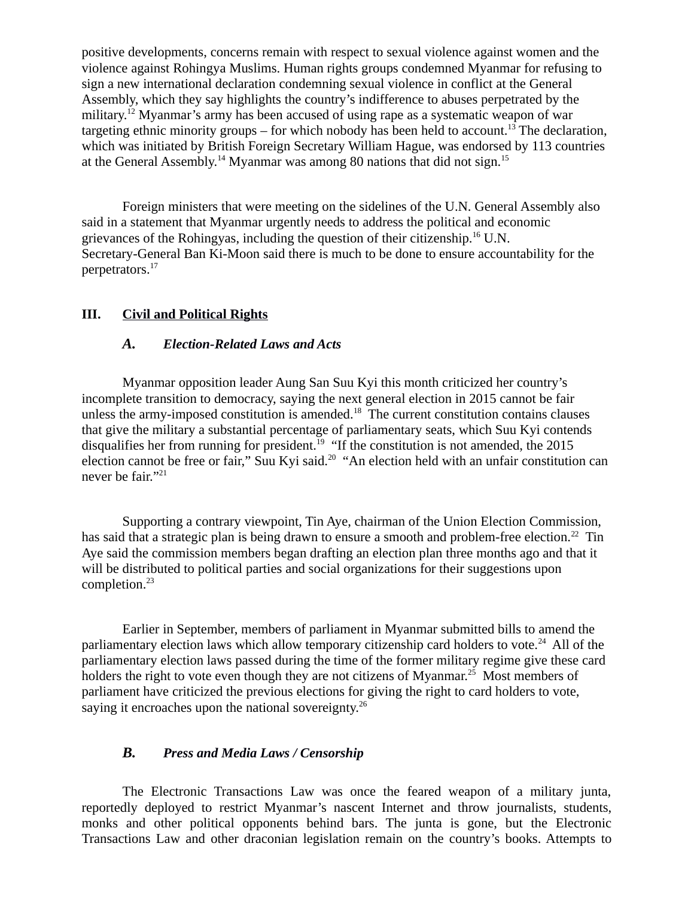positive developments, concerns remain with respect to sexual violence against women and the violence against Rohingya Muslims. Human rights groups condemned Myanmar for refusing to sign a new international declaration condemning sexual violence in conflict at the General Assembly, which they say highlights the country's indifference to abuses perpetrated by the military.[12] Myanmar's army has been accused of using rape as a systematic weapon of war targeting ethnic minority groups – for which nobody has been held to account.[13] The declaration, which was initiated by British Foreign Secretary William Hague, was endorsed by 113 countries at the General Assembly.[14] Myanmar was among 80 nations that did not sign.[15]

Foreign ministers that were meeting on the sidelines of the U.N. General Assembly also said in a statement that Myanmar urgently needs to address the political and economic grievances of the Rohingyas, including the question of their citizenship.[16] U.N. Secretary-General Ban Ki-Moon said there is much to be done to ensure accountability for the perpetrators.[17]

## III. Civil and Political Rights

### *A. Election-Related Laws and Acts*

Myanmar opposition leader Aung San Suu Kyi this month criticized her country's incomplete transition to democracy, saying the next general election in 2015 cannot be fair unless the army-imposed constitution is amended.[18] The current constitution contains clauses that give the military a substantial percentage of parliamentary seats, which Suu Kyi contends disqualifies her from running for president.[19] "If the constitution is not amended, the 2015 election cannot be free or fair," Suu Kyi said.[20] "An election held with an unfair constitution can never be fair."[21]

Supporting a contrary viewpoint, Tin Aye, chairman of the Union Election Commission, has said that a strategic plan is being drawn to ensure a smooth and problem-free election.[22] Tin Aye said the commission members began drafting an election plan three months ago and that it will be distributed to political parties and social organizations for their suggestions upon completion.[23]

Earlier in September, members of parliament in Myanmar submitted bills to amend the parliamentary election laws which allow temporary citizenship card holders to vote.[24] All of the parliamentary election laws passed during the time of the former military regime give these card holders the right to vote even though they are not citizens of Myanmar.[25] Most members of parliament have criticized the previous elections for giving the right to card holders to vote, saying it encroaches upon the national sovereignty.[26]

### *B. Press and Media Laws / Censorship*

The Electronic Transactions Law was once the feared weapon of a military junta, reportedly deployed to restrict Myanmar's nascent Internet and throw journalists, students, monks and other political opponents behind bars. The junta is gone, but the Electronic Transactions Law and other draconian legislation remain on the country's books. Attempts to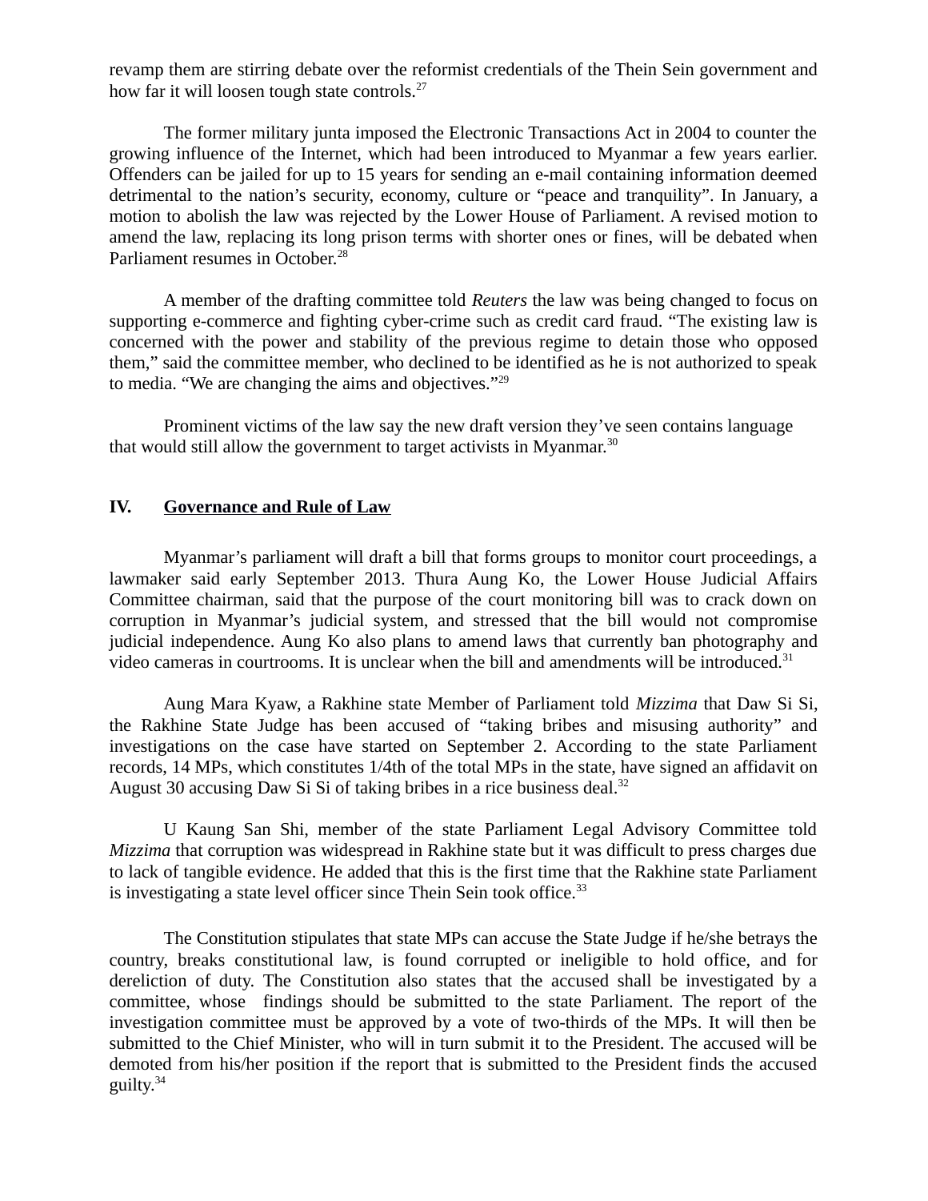revamp them are stirring debate over the reformist credentials of the Thein Sein government and how far it will loosen tough state controls.[27]

The former military junta imposed the Electronic Transactions Act in 2004 to counter the growing influence of the Internet, which had been introduced to Myanmar a few years earlier. Offenders can be jailed for up to 15 years for sending an e-mail containing information deemed detrimental to the nation's security, economy, culture or "peace and tranquility". In January, a motion to abolish the law was rejected by the Lower House of Parliament. A revised motion to amend the law, replacing its long prison terms with shorter ones or fines, will be debated when Parliament resumes in October.[28]

A member of the drafting committee told *Reuters* the law was being changed to focus on supporting e-commerce and fighting cyber-crime such as credit card fraud. "The existing law is concerned with the power and stability of the previous regime to detain those who opposed them," said the committee member, who declined to be identified as he is not authorized to speak to media. "We are changing the aims and objectives."[29]

Prominent victims of the law say the new draft version they've seen contains language that would still allow the government to target activists in Myanmar.[30]

## IV. Governance and Rule of Law

Myanmar's parliament will draft a bill that forms groups to monitor court proceedings, a lawmaker said early September 2013. Thura Aung Ko, the Lower House Judicial Affairs Committee chairman, said that the purpose of the court monitoring bill was to crack down on corruption in Myanmar's judicial system, and stressed that the bill would not compromise judicial independence. Aung Ko also plans to amend laws that currently ban photography and video cameras in courtrooms. It is unclear when the bill and amendments will be introduced.[31]

Aung Mara Kyaw, a Rakhine state Member of Parliament told *Mizzima* that Daw Si Si, the Rakhine State Judge has been accused of "taking bribes and misusing authority" and investigations on the case have started on September 2. According to the state Parliament records, 14 MPs, which constitutes 1/4th of the total MPs in the state, have signed an affidavit on August 30 accusing Daw Si Si of taking bribes in a rice business deal.[32]

U Kaung San Shi, member of the state Parliament Legal Advisory Committee told *Mizzima* that corruption was widespread in Rakhine state but it was difficult to press charges due to lack of tangible evidence. He added that this is the first time that the Rakhine state Parliament is investigating a state level officer since Thein Sein took office.[33]

The Constitution stipulates that state MPs can accuse the State Judge if he/she betrays the country, breaks constitutional law, is found corrupted or ineligible to hold office, and for dereliction of duty. The Constitution also states that the accused shall be investigated by a committee, whose findings should be submitted to the state Parliament. The report of the investigation committee must be approved by a vote of two-thirds of the MPs. It will then be submitted to the Chief Minister, who will in turn submit it to the President. The accused will be demoted from his/her position if the report that is submitted to the President finds the accused guilty.[34]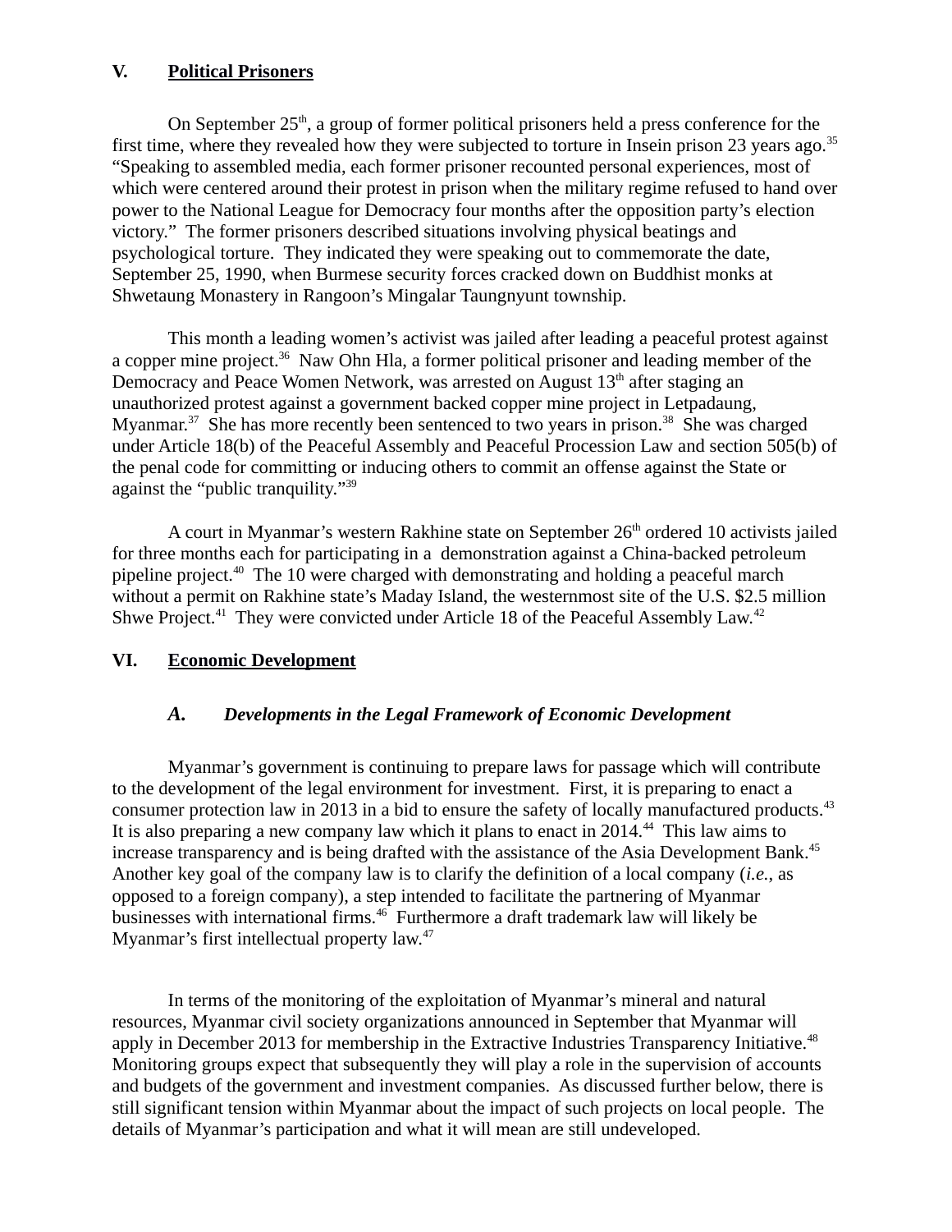## V. Political Prisoners

On September 25th, a group of former political prisoners held a press conference for the first time, where they revealed how they were subjected to torture in Insein prison 23 years ago.[35] "Speaking to assembled media, each former prisoner recounted personal experiences, most of which were centered around their protest in prison when the military regime refused to hand over power to the National League for Democracy four months after the opposition party's election victory." The former prisoners described situations involving physical beatings and psychological torture. They indicated they were speaking out to commemorate the date, September 25, 1990, when Burmese security forces cracked down on Buddhist monks at Shwetaung Monastery in Rangoon's Mingalar Taungnyunt township.

This month a leading women's activist was jailed after leading a peaceful protest against a copper mine project.[36] Naw Ohn Hla, a former political prisoner and leading member of the Democracy and Peace Women Network, was arrested on August 13th after staging an unauthorized protest against a government backed copper mine project in Letpadaung, Myanmar.[37] She has more recently been sentenced to two years in prison.[38] She was charged under Article 18(b) of the Peaceful Assembly and Peaceful Procession Law and section 505(b) of the penal code for committing or inducing others to commit an offense against the State or against the "public tranquility."[39]

A court in Myanmar's western Rakhine state on September 26th ordered 10 activists jailed for three months each for participating in a demonstration against a China-backed petroleum pipeline project.[40] The 10 were charged with demonstrating and holding a peaceful march without a permit on Rakhine state's Maday Island, the westernmost site of the U.S. $2.5 million Shwe Project.[41] They were convicted under Article 18 of the Peaceful Assembly Law.[42]

## VI. Economic Development

### *A. Developments in the Legal Framework of Economic Development*

Myanmar's government is continuing to prepare laws for passage which will contribute to the development of the legal environment for investment. First, it is preparing to enact a consumer protection law in 2013 in a bid to ensure the safety of locally manufactured products.[43] It is also preparing a new company law which it plans to enact in 2014.[44] This law aims to increase transparency and is being drafted with the assistance of the Asia Development Bank.[45] Another key goal of the company law is to clarify the definition of a local company (*i.e.*, as opposed to a foreign company), a step intended to facilitate the partnering of Myanmar businesses with international firms.[46] Furthermore a draft trademark law will likely be Myanmar's first intellectual property law.[47]

In terms of the monitoring of the exploitation of Myanmar's mineral and natural resources, Myanmar civil society organizations announced in September that Myanmar will apply in December 2013 for membership in the Extractive Industries Transparency Initiative.[48] Monitoring groups expect that subsequently they will play a role in the supervision of accounts and budgets of the government and investment companies. As discussed further below, there is still significant tension within Myanmar about the impact of such projects on local people. The details of Myanmar's participation and what it will mean are still undeveloped.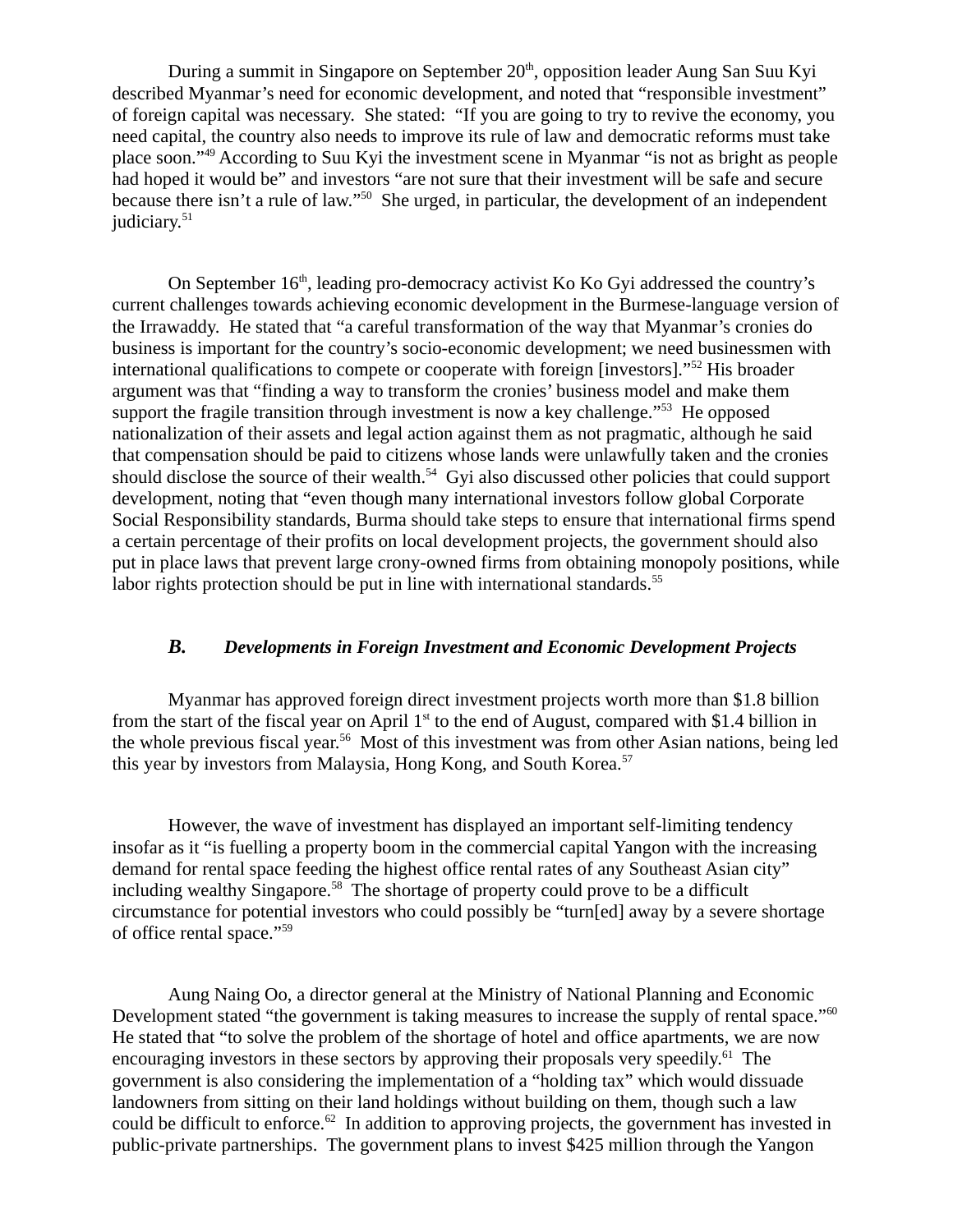During a summit in Singapore on September 20th, opposition leader Aung San Suu Kyi described Myanmar's need for economic development, and noted that "responsible investment" of foreign capital was necessary. She stated: "If you are going to try to revive the economy, you need capital, the country also needs to improve its rule of law and democratic reforms must take place soon."[49] According to Suu Kyi the investment scene in Myanmar "is not as bright as people had hoped it would be" and investors "are not sure that their investment will be safe and secure because there isn't a rule of law."[50] She urged, in particular, the development of an independent judiciary.[51]

On September 16th, leading pro-democracy activist Ko Ko Gyi addressed the country's current challenges towards achieving economic development in the Burmese-language version of the Irrawaddy. He stated that "a careful transformation of the way that Myanmar's cronies do business is important for the country's socio-economic development; we need businessmen with international qualifications to compete or cooperate with foreign [investors]."[52] His broader argument was that "finding a way to transform the cronies' business model and make them support the fragile transition through investment is now a key challenge."[53] He opposed nationalization of their assets and legal action against them as not pragmatic, although he said that compensation should be paid to citizens whose lands were unlawfully taken and the cronies should disclose the source of their wealth.[54] Gyi also discussed other policies that could support development, noting that "even though many international investors follow global Corporate Social Responsibility standards, Burma should take steps to ensure that international firms spend a certain percentage of their profits on local development projects, the government should also put in place laws that prevent large crony-owned firms from obtaining monopoly positions, while labor rights protection should be put in line with international standards.[55]

### *B. Developments in Foreign Investment and Economic Development Projects*

Myanmar has approved foreign direct investment projects worth more than \$1.8 billion from the start of the fiscal year on April 1st to the end of August, compared with \$1.4 billion in the whole previous fiscal year.[56] Most of this investment was from other Asian nations, being led this year by investors from Malaysia, Hong Kong, and South Korea.[57]

However, the wave of investment has displayed an important self-limiting tendency insofar as it "is fuelling a property boom in the commercial capital Yangon with the increasing demand for rental space feeding the highest office rental rates of any Southeast Asian city" including wealthy Singapore.[58] The shortage of property could prove to be a difficult circumstance for potential investors who could possibly be "turn[ed] away by a severe shortage of office rental space."[59]

Aung Naing Oo, a director general at the Ministry of National Planning and Economic Development stated "the government is taking measures to increase the supply of rental space."[60] He stated that "to solve the problem of the shortage of hotel and office apartments, we are now encouraging investors in these sectors by approving their proposals very speedily.[61] The government is also considering the implementation of a "holding tax" which would dissuade landowners from sitting on their land holdings without building on them, though such a law could be difficult to enforce.[62] In addition to approving projects, the government has invested in public-private partnerships. The government plans to invest \$425 million through the Yangon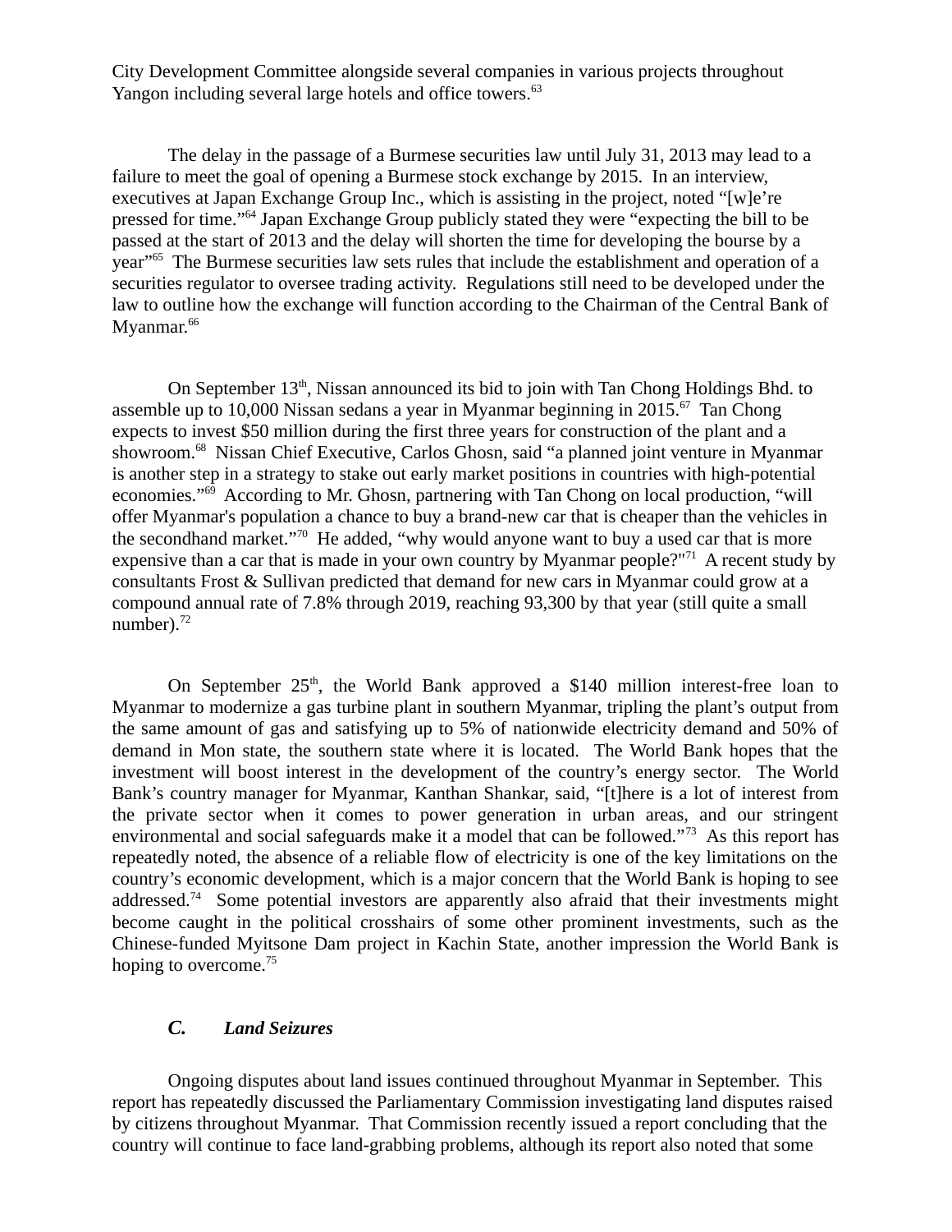City Development Committee alongside several companies in various projects throughout Yangon including several large hotels and office towers.[63]

The delay in the passage of a Burmese securities law until July 31, 2013 may lead to a failure to meet the goal of opening a Burmese stock exchange by 2015. In an interview, executives at Japan Exchange Group Inc., which is assisting in the project, noted "[w]e're pressed for time."[64] Japan Exchange Group publicly stated they were "expecting the bill to be passed at the start of 2013 and the delay will shorten the time for developing the bourse by a year"[65] The Burmese securities law sets rules that include the establishment and operation of a securities regulator to oversee trading activity. Regulations still need to be developed under the law to outline how the exchange will function according to the Chairman of the Central Bank of Myanmar.[66]

On September 13th, Nissan announced its bid to join with Tan Chong Holdings Bhd. to assemble up to 10,000 Nissan sedans a year in Myanmar beginning in 2015.[67] Tan Chong expects to invest $50 million during the first three years for construction of the plant and a showroom.[68] Nissan Chief Executive, Carlos Ghosn, said "a planned joint venture in Myanmar is another step in a strategy to stake out early market positions in countries with high-potential economies."[69] According to Mr. Ghosn, partnering with Tan Chong on local production, "will offer Myanmar's population a chance to buy a brand-new car that is cheaper than the vehicles in the secondhand market."[70] He added, "why would anyone want to buy a used car that is more expensive than a car that is made in your own country by Myanmar people?"[71] A recent study by consultants Frost & Sullivan predicted that demand for new cars in Myanmar could grow at a compound annual rate of 7.8% through 2019, reaching 93,300 by that year (still quite a small number).[72]

On September 25th, the World Bank approved a $140 million interest-free loan to Myanmar to modernize a gas turbine plant in southern Myanmar, tripling the plant's output from the same amount of gas and satisfying up to 5% of nationwide electricity demand and 50% of demand in Mon state, the southern state where it is located. The World Bank hopes that the investment will boost interest in the development of the country's energy sector. The World Bank's country manager for Myanmar, Kanthan Shankar, said, "[t]here is a lot of interest from the private sector when it comes to power generation in urban areas, and our stringent environmental and social safeguards make it a model that can be followed."[73] As this report has repeatedly noted, the absence of a reliable flow of electricity is one of the key limitations on the country's economic development, which is a major concern that the World Bank is hoping to see addressed.[74] Some potential investors are apparently also afraid that their investments might become caught in the political crosshairs of some other prominent investments, such as the Chinese-funded Myitsone Dam project in Kachin State, another impression the World Bank is hoping to overcome.[75]

### *C. Land Seizures*

Ongoing disputes about land issues continued throughout Myanmar in September. This report has repeatedly discussed the Parliamentary Commission investigating land disputes raised by citizens throughout Myanmar. That Commission recently issued a report concluding that the country will continue to face land-grabbing problems, although its report also noted that some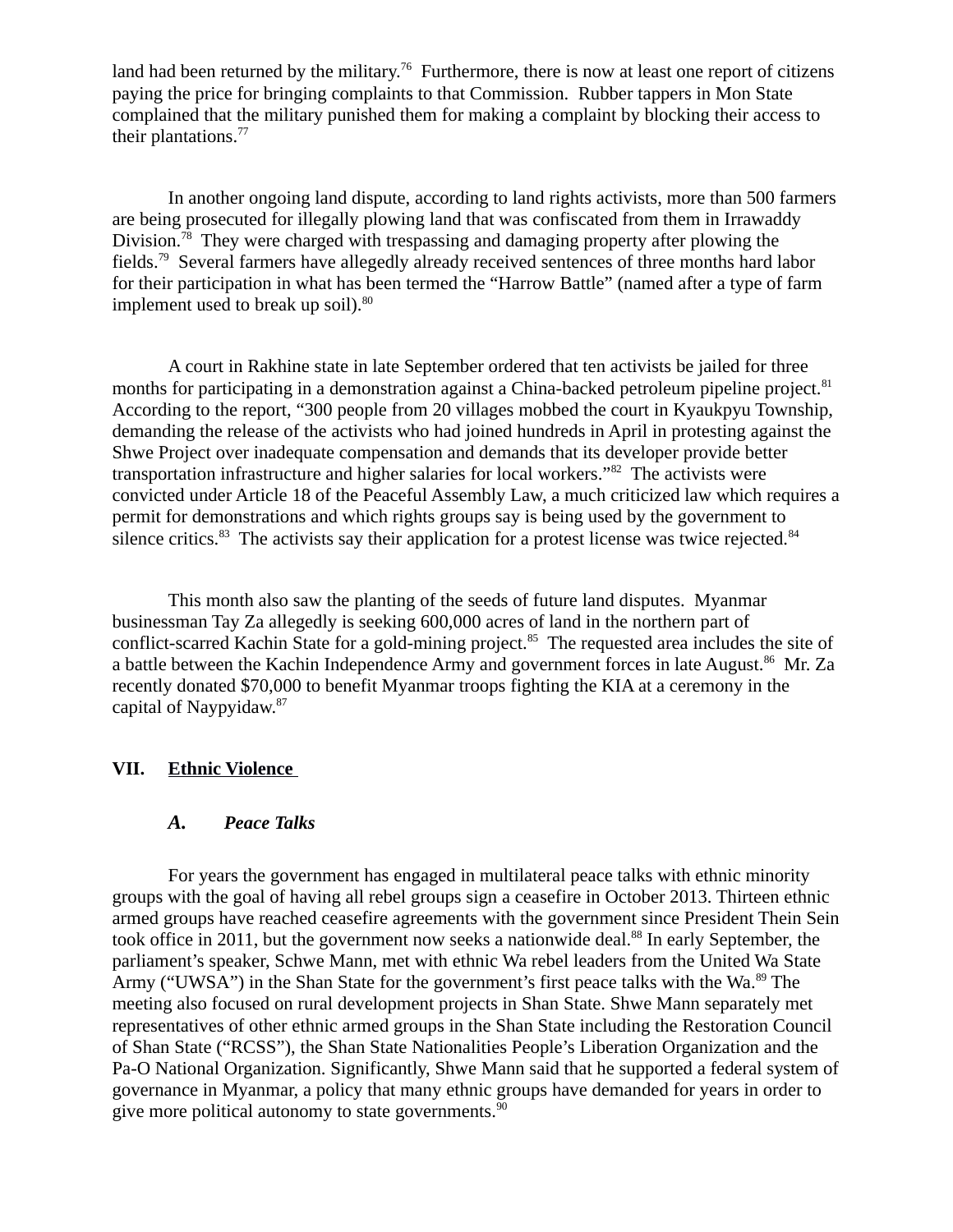land had been returned by the military.[76] Furthermore, there is now at least one report of citizens paying the price for bringing complaints to that Commission. Rubber tappers in Mon State complained that the military punished them for making a complaint by blocking their access to their plantations.[77]

In another ongoing land dispute, according to land rights activists, more than 500 farmers are being prosecuted for illegally plowing land that was confiscated from them in Irrawaddy Division.[78] They were charged with trespassing and damaging property after plowing the fields.[79] Several farmers have allegedly already received sentences of three months hard labor for their participation in what has been termed the "Harrow Battle" (named after a type of farm implement used to break up soil).[80]

A court in Rakhine state in late September ordered that ten activists be jailed for three months for participating in a demonstration against a China-backed petroleum pipeline project.[81] According to the report, "300 people from 20 villages mobbed the court in Kyaukpyu Township, demanding the release of the activists who had joined hundreds in April in protesting against the Shwe Project over inadequate compensation and demands that its developer provide better transportation infrastructure and higher salaries for local workers."[82] The activists were convicted under Article 18 of the Peaceful Assembly Law, a much criticized law which requires a permit for demonstrations and which rights groups say is being used by the government to silence critics.[83] The activists say their application for a protest license was twice rejected.[84]

This month also saw the planting of the seeds of future land disputes. Myanmar businessman Tay Za allegedly is seeking 600,000 acres of land in the northern part of conflict-scarred Kachin State for a gold-mining project.[85] The requested area includes the site of a battle between the Kachin Independence Army and government forces in late August.[86] Mr. Za recently donated $70,000 to benefit Myanmar troops fighting the KIA at a ceremony in the capital of Naypyidaw.[87]

## VII. Ethnic Violence

### A. *Peace Talks*

For years the government has engaged in multilateral peace talks with ethnic minority groups with the goal of having all rebel groups sign a ceasefire in October 2013. Thirteen ethnic armed groups have reached ceasefire agreements with the government since President Thein Sein took office in 2011, but the government now seeks a nationwide deal.[88] In early September, the parliament's speaker, Schwe Mann, met with ethnic Wa rebel leaders from the United Wa State Army ("UWSA") in the Shan State for the government's first peace talks with the Wa.[89] The meeting also focused on rural development projects in Shan State. Shwe Mann separately met representatives of other ethnic armed groups in the Shan State including the Restoration Council of Shan State ("RCSS"), the Shan State Nationalities People's Liberation Organization and the Pa-O National Organization. Significantly, Shwe Mann said that he supported a federal system of governance in Myanmar, a policy that many ethnic groups have demanded for years in order to give more political autonomy to state governments.[90]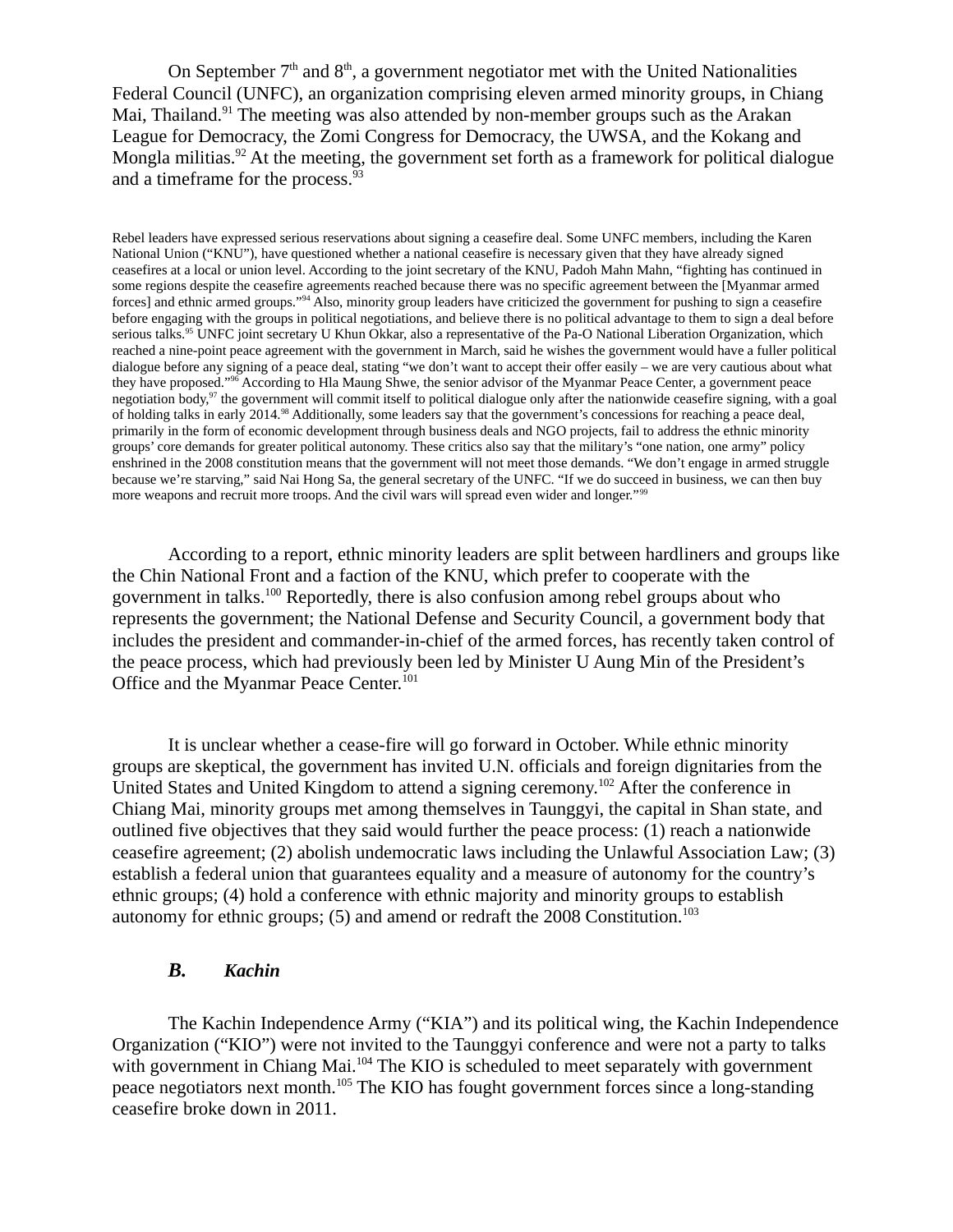On September 7th and 8th, a government negotiator met with the United Nationalities Federal Council (UNFC), an organization comprising eleven armed minority groups, in Chiang Mai, Thailand.[91] The meeting was also attended by non-member groups such as the Arakan League for Democracy, the Zomi Congress for Democracy, the UWSA, and the Kokang and Mongla militias.[92] At the meeting, the government set forth as a framework for political dialogue and a timeframe for the process.[93]

Rebel leaders have expressed serious reservations about signing a ceasefire deal. Some UNFC members, including the Karen National Union ("KNU"), have questioned whether a national ceasefire is necessary given that they have already signed ceasefires at a local or union level. According to the joint secretary of the KNU, Padoh Mahn Mahn, "fighting has continued in some regions despite the ceasefire agreements reached because there was no specific agreement between the [Myanmar armed forces] and ethnic armed groups."[94] Also, minority group leaders have criticized the government for pushing to sign a ceasefire before engaging with the groups in political negotiations, and believe there is no political advantage to them to sign a deal before serious talks.[95] UNFC joint secretary U Khun Okkar, also a representative of the Pa-O National Liberation Organization, which reached a nine-point peace agreement with the government in March, said he wishes the government would have a fuller political dialogue before any signing of a peace deal, stating "we don't want to accept their offer easily – we are very cautious about what they have proposed."[96] According to Hla Maung Shwe, the senior advisor of the Myanmar Peace Center, a government peace negotiation body,[97] the government will commit itself to political dialogue only after the nationwide ceasefire signing, with a goal of holding talks in early 2014.[98] Additionally, some leaders say that the government's concessions for reaching a peace deal, primarily in the form of economic development through business deals and NGO projects, fail to address the ethnic minority groups' core demands for greater political autonomy. These critics also say that the military's "one nation, one army" policy enshrined in the 2008 constitution means that the government will not meet those demands. "We don't engage in armed struggle because we're starving," said Nai Hong Sa, the general secretary of the UNFC. "If we do succeed in business, we can then buy more weapons and recruit more troops. And the civil wars will spread even wider and longer."[99]

According to a report, ethnic minority leaders are split between hardliners and groups like the Chin National Front and a faction of the KNU, which prefer to cooperate with the government in talks.[100] Reportedly, there is also confusion among rebel groups about who represents the government; the National Defense and Security Council, a government body that includes the president and commander-in-chief of the armed forces, has recently taken control of the peace process, which had previously been led by Minister U Aung Min of the President's Office and the Myanmar Peace Center.[101]

It is unclear whether a cease-fire will go forward in October. While ethnic minority groups are skeptical, the government has invited U.N. officials and foreign dignitaries from the United States and United Kingdom to attend a signing ceremony.[102] After the conference in Chiang Mai, minority groups met among themselves in Taunggyi, the capital in Shan state, and outlined five objectives that they said would further the peace process: (1) reach a nationwide ceasefire agreement; (2) abolish undemocratic laws including the Unlawful Association Law; (3) establish a federal union that guarantees equality and a measure of autonomy for the country's ethnic groups; (4) hold a conference with ethnic majority and minority groups to establish autonomy for ethnic groups; (5) and amend or redraft the 2008 Constitution.[103]

### *B. Kachin*

The Kachin Independence Army ("KIA") and its political wing, the Kachin Independence Organization ("KIO") were not invited to the Taunggyi conference and were not a party to talks with government in Chiang Mai.[104] The KIO is scheduled to meet separately with government peace negotiators next month.[105] The KIO has fought government forces since a long-standing ceasefire broke down in 2011.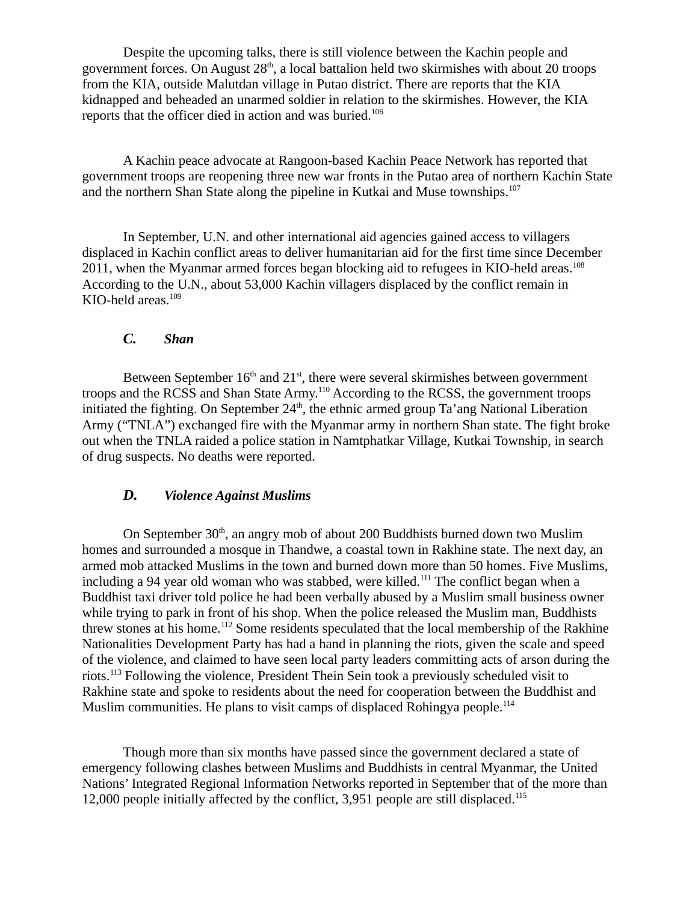Despite the upcoming talks, there is still violence between the Kachin people and government forces. On August 28th, a local battalion held two skirmishes with about 20 troops from the KIA, outside Malutdan village in Putao district. There are reports that the KIA kidnapped and beheaded an unarmed soldier in relation to the skirmishes. However, the KIA reports that the officer died in action and was buried.[106]

A Kachin peace advocate at Rangoon-based Kachin Peace Network has reported that government troops are reopening three new war fronts in the Putao area of northern Kachin State and the northern Shan State along the pipeline in Kutkai and Muse townships.[107]

In September, U.N. and other international aid agencies gained access to villagers displaced in Kachin conflict areas to deliver humanitarian aid for the first time since December 2011, when the Myanmar armed forces began blocking aid to refugees in KIO-held areas.[108] According to the U.N., about 53,000 Kachin villagers displaced by the conflict remain in KIO-held areas.[109]

### *C. Shan*

Between September 16th and 21st, there were several skirmishes between government troops and the RCSS and Shan State Army.[110] According to the RCSS, the government troops initiated the fighting. On September 24th, the ethnic armed group Ta'ang National Liberation Army ("TNLA") exchanged fire with the Myanmar army in northern Shan state. The fight broke out when the TNLA raided a police station in Namtphatkar Village, Kutkai Township, in search of drug suspects. No deaths were reported.

### *D. Violence Against Muslims*

On September 30th, an angry mob of about 200 Buddhists burned down two Muslim homes and surrounded a mosque in Thandwe, a coastal town in Rakhine state. The next day, an armed mob attacked Muslims in the town and burned down more than 50 homes. Five Muslims, including a 94 year old woman who was stabbed, were killed.[111] The conflict began when a Buddhist taxi driver told police he had been verbally abused by a Muslim small business owner while trying to park in front of his shop. When the police released the Muslim man, Buddhists threw stones at his home.[112] Some residents speculated that the local membership of the Rakhine Nationalities Development Party has had a hand in planning the riots, given the scale and speed of the violence, and claimed to have seen local party leaders committing acts of arson during the riots.[113] Following the violence, President Thein Sein took a previously scheduled visit to Rakhine state and spoke to residents about the need for cooperation between the Buddhist and Muslim communities. He plans to visit camps of displaced Rohingya people.[114]

Though more than six months have passed since the government declared a state of emergency following clashes between Muslims and Buddhists in central Myanmar, the United Nations' Integrated Regional Information Networks reported in September that of the more than 12,000 people initially affected by the conflict, 3,951 people are still displaced.[115]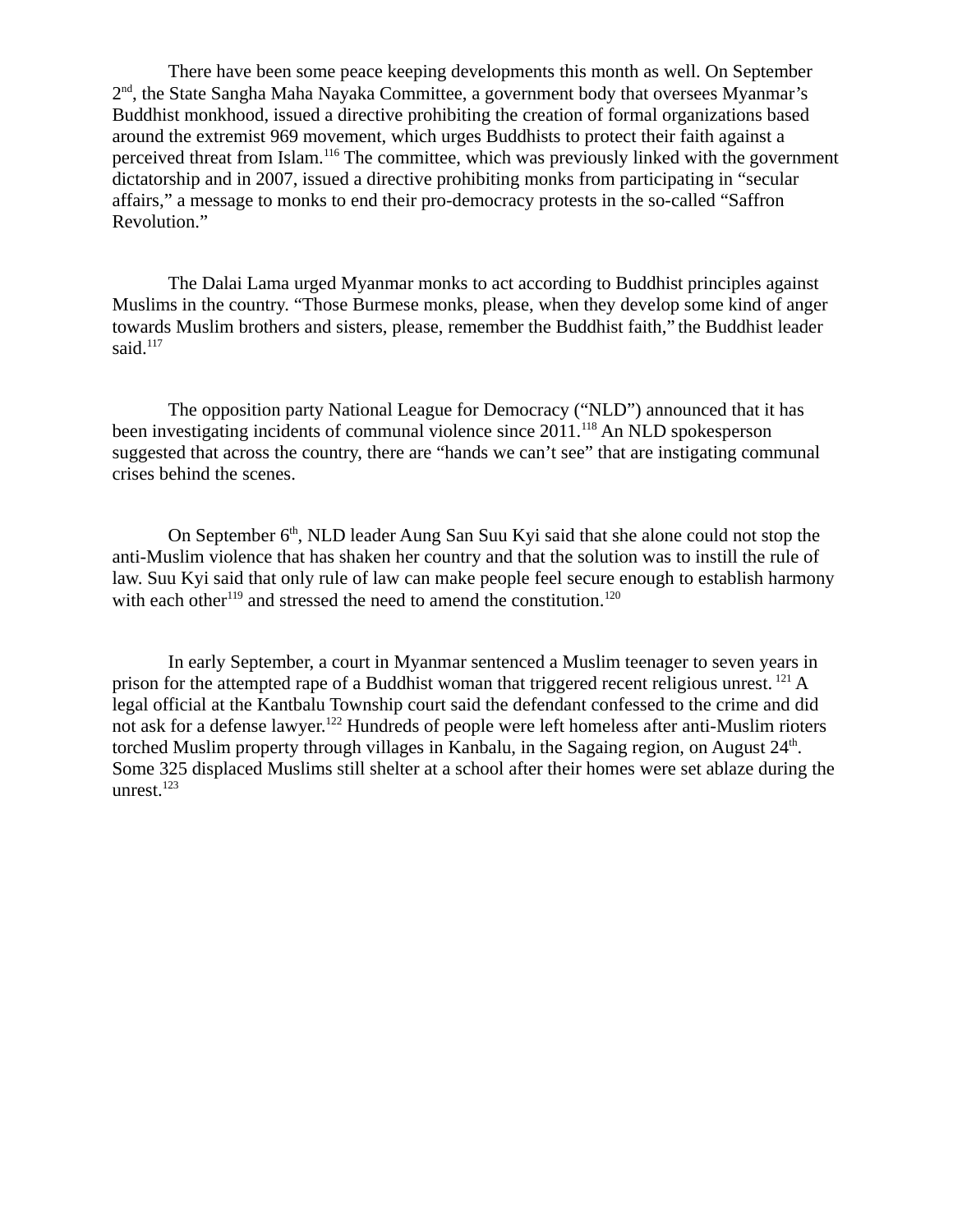There have been some peace keeping developments this month as well. On September 2nd, the State Sangha Maha Nayaka Committee, a government body that oversees Myanmar's Buddhist monkhood, issued a directive prohibiting the creation of formal organizations based around the extremist 969 movement, which urges Buddhists to protect their faith against a perceived threat from Islam.[116] The committee, which was previously linked with the government dictatorship and in 2007, issued a directive prohibiting monks from participating in "secular affairs," a message to monks to end their pro-democracy protests in the so-called "Saffron Revolution."

The Dalai Lama urged Myanmar monks to act according to Buddhist principles against Muslims in the country. "Those Burmese monks, please, when they develop some kind of anger towards Muslim brothers and sisters, please, remember the Buddhist faith," the Buddhist leader said.[117]

The opposition party National League for Democracy ("NLD") announced that it has been investigating incidents of communal violence since 2011.[118] An NLD spokesperson suggested that across the country, there are "hands we can't see" that are instigating communal crises behind the scenes.

On September 6th, NLD leader Aung San Suu Kyi said that she alone could not stop the anti-Muslim violence that has shaken her country and that the solution was to instill the rule of law. Suu Kyi said that only rule of law can make people feel secure enough to establish harmony with each other[119] and stressed the need to amend the constitution.[120]

In early September, a court in Myanmar sentenced a Muslim teenager to seven years in prison for the attempted rape of a Buddhist woman that triggered recent religious unrest. [121] A legal official at the Kantbalu Township court said the defendant confessed to the crime and did not ask for a defense lawyer.[122] Hundreds of people were left homeless after anti-Muslim rioters torched Muslim property through villages in Kanbalu, in the Sagaing region, on August 24th. Some 325 displaced Muslims still shelter at a school after their homes were set ablaze during the unrest.[123]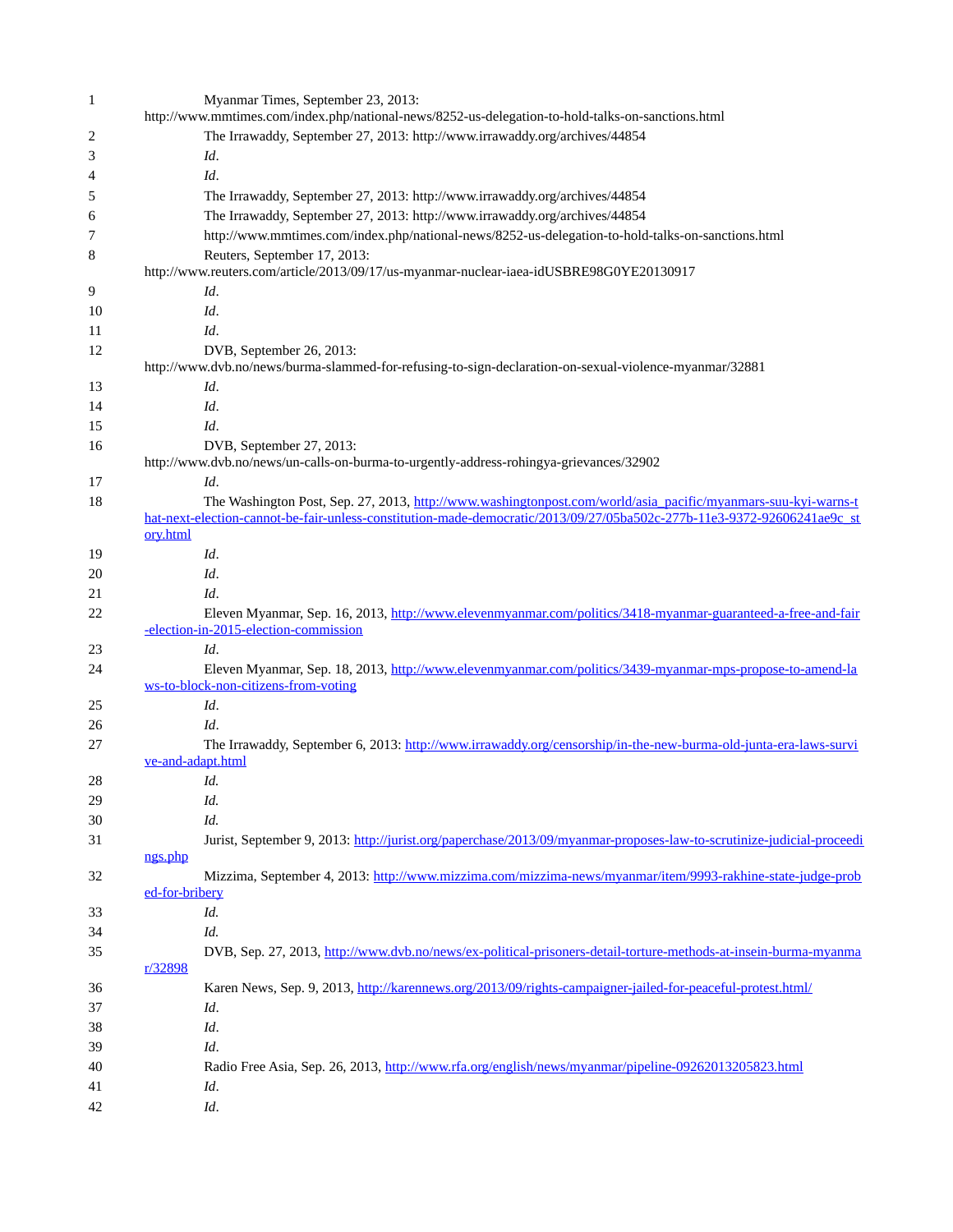1 Myanmar Times, September 23, 2013: http://www.mmtimes.com/index.php/national-news/8252-us-delegation-to-hold-talks-on-sanctions.html

2 The Irrawaddy, September 27, 2013: http://www.irrawaddy.org/archives/44854

3 *Id*.

4 *Id*.

5 The Irrawaddy, September 27, 2013: http://www.irrawaddy.org/archives/44854

6 The Irrawaddy, September 27, 2013: http://www.irrawaddy.org/archives/44854

7 http://www.mmtimes.com/index.php/national-news/8252-us-delegation-to-hold-talks-on-sanctions.html

8 Reuters, September 17, 2013: http://www.reuters.com/article/2013/09/17/us-myanmar-nuclear-iaea-idUSBRE98G0YE20130917

9 *Id*.

10 *Id*.

11 *Id*.

12 DVB, September 26, 2013: http://www.dvb.no/news/burma-slammed-for-refusing-to-sign-declaration-on-sexual-violence-myanmar/32881

13 *Id*.

14 *Id*.

15 *Id*.

16 DVB, September 27, 2013: http://www.dvb.no/news/un-calls-on-burma-to-urgently-address-rohingya-grievances/32902

17 *Id*.

18 The Washington Post, Sep. 27, 2013, http://www.washingtonpost.com/world/asia_pacific/myanmars-suu-kyi-warns-that-next-election-cannot-be-fair-unless-constitution-made-democratic/2013/09/27/05ba502c-277b-11e3-9372-92606241ae9c_story.html

19 *Id*.

20 *Id*.

21 *Id*.

22 Eleven Myanmar, Sep. 16, 2013, http://www.elevenmyanmar.com/politics/3418-myanmar-guaranteed-a-free-and-fair-election-in-2015-election-commission

23 *Id*.

24 Eleven Myanmar, Sep. 18, 2013, http://www.elevenmyanmar.com/politics/3439-myanmar-mps-propose-to-amend-laws-to-block-non-citizens-from-voting

25 *Id*.

26 *Id*.

27 The Irrawaddy, September 6, 2013: http://www.irrawaddy.org/censorship/in-the-new-burma-old-junta-era-laws-survive-and-adapt.html

28 *Id.*

29 *Id.*

30 *Id.*

31 Jurist, September 9, 2013: http://jurist.org/paperchase/2013/09/myanmar-proposes-law-to-scrutinize-judicial-proceedings.php

32 Mizzima, September 4, 2013: http://www.mizzima.com/mizzima-news/myanmar/item/9993-rakhine-state-judge-probed-for-bribery

33 *Id.*

34 *Id.*

35 DVB, Sep. 27, 2013, http://www.dvb.no/news/ex-political-prisoners-detail-torture-methods-at-insein-burma-myanmar/32898

36 Karen News, Sep. 9, 2013, http://karennews.org/2013/09/rights-campaigner-jailed-for-peaceful-protest.html/

37 *Id*.

38 *Id*.

39 *Id*.

40 Radio Free Asia, Sep. 26, 2013, http://www.rfa.org/english/news/myanmar/pipeline-09262013205823.html

41 *Id*.

42 *Id*.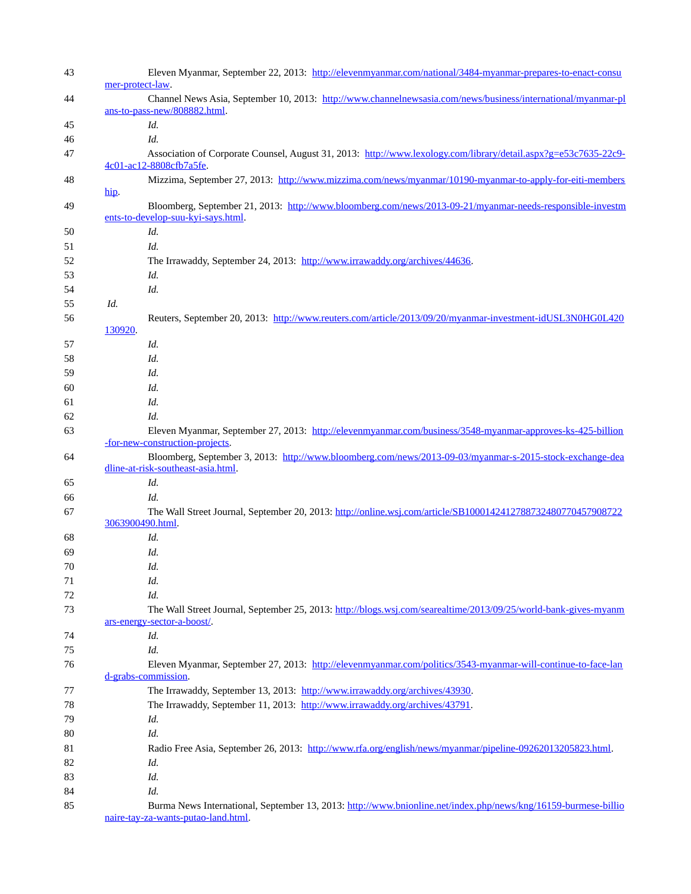43 Eleven Myanmar, September 22, 2013: http://elevenmyanmar.com/national/3484-myanmar-prepares-to-enact-consumer-protect-law.

44 Channel News Asia, September 10, 2013: http://www.channelnewsasia.com/news/business/international/myanmar-plans-to-pass-new/808882.html.

45 *Id.*

46 *Id.*

47 Association of Corporate Counsel, August 31, 2013: http://www.lexology.com/library/detail.aspx?g=e53c7635-22c9-4c01-ac12-8808cfb7a5fe.

48 Mizzima, September 27, 2013: http://www.mizzima.com/news/myanmar/10190-myanmar-to-apply-for-eiti-membership.

49 Bloomberg, September 21, 2013: http://www.bloomberg.com/news/2013-09-21/myanmar-needs-responsible-investments-to-develop-suu-kyi-says.html.

50 *Id.*

51 *Id.*

52 The Irrawaddy, September 24, 2013: http://www.irrawaddy.org/archives/44636.

53 *Id.*

54 *Id.*

55 *Id.*

56 Reuters, September 20, 2013: http://www.reuters.com/article/2013/09/20/myanmar-investment-idUSL3N0HG0L420130920.

57 *Id.*

58 *Id.*

59 *Id.*

60 *Id.*

61 *Id.*

62 *Id.*

63 Eleven Myanmar, September 27, 2013: http://elevenmyanmar.com/business/3548-myanmar-approves-ks-425-billion-for-new-construction-projects.

64 Bloomberg, September 3, 2013: http://www.bloomberg.com/news/2013-09-03/myanmar-s-2015-stock-exchange-deadline-at-risk-southeast-asia.html.

65 *Id.*

66 *Id.*

67 The Wall Street Journal, September 20, 2013: http://online.wsj.com/article/SB10001424127887324807704579087223063900490.html.

68 *Id.*

69 *Id.*

70 *Id.*

71 *Id.*

72 *Id.*

73 The Wall Street Journal, September 25, 2013: http://blogs.wsj.com/searealtime/2013/09/25/world-bank-gives-myanmars-energy-sector-a-boost/.

74 *Id.*

75 *Id.*

76 Eleven Myanmar, September 27, 2013: http://elevenmyanmar.com/politics/3543-myanmar-will-continue-to-face-land-grabs-commission.

77 The Irrawaddy, September 13, 2013: http://www.irrawaddy.org/archives/43930.

78 The Irrawaddy, September 11, 2013: http://www.irrawaddy.org/archives/43791.

79 *Id.*

80 *Id.*

81 Radio Free Asia, September 26, 2013: http://www.rfa.org/english/news/myanmar/pipeline-09262013205823.html.

82 *Id.*

83 *Id.*

84 *Id.*

85 Burma News International, September 13, 2013: http://www.bnionline.net/index.php/news/kng/16159-burmese-billionaire-tay-za-wants-putao-land.html.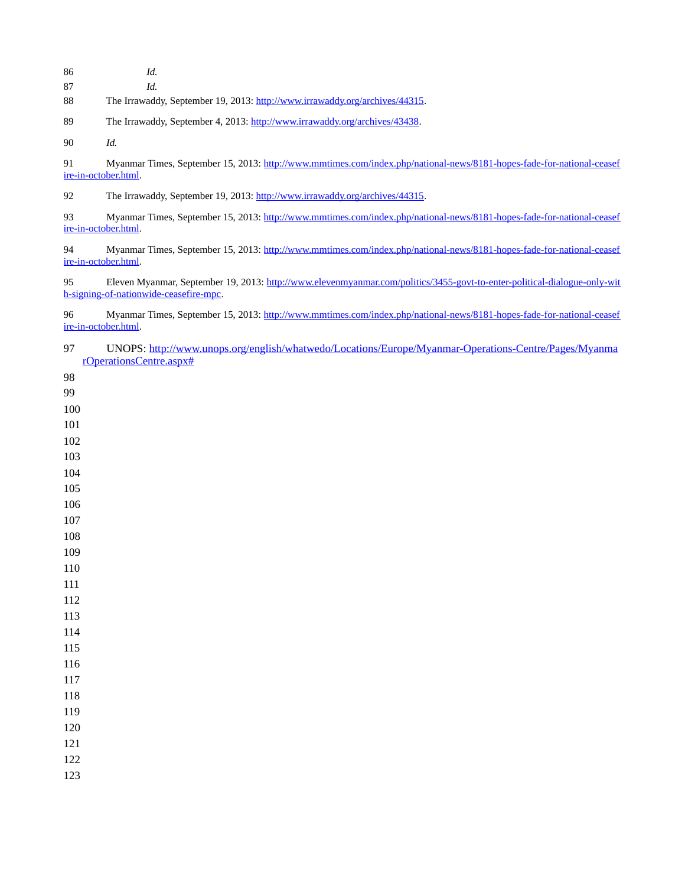86 *Id.*

87 *Id.*

88 The Irrawaddy, September 19, 2013: http://www.irrawaddy.org/archives/44315.

89 The Irrawaddy, September 4, 2013: http://www.irrawaddy.org/archives/43438.

90 *Id.*

91 Myanmar Times, September 15, 2013: http://www.mmtimes.com/index.php/national-news/8181-hopes-fade-for-national-ceasefire-in-october.html.

92 The Irrawaddy, September 19, 2013: http://www.irrawaddy.org/archives/44315.

93 Myanmar Times, September 15, 2013: http://www.mmtimes.com/index.php/national-news/8181-hopes-fade-for-national-ceasefire-in-october.html.

94 Myanmar Times, September 15, 2013: http://www.mmtimes.com/index.php/national-news/8181-hopes-fade-for-national-ceasefire-in-october.html.

95 Eleven Myanmar, September 19, 2013: http://www.elevenmyanmar.com/politics/3455-govt-to-enter-political-dialogue-only-with-signing-of-nationwide-ceasefire-mpc.

96 Myanmar Times, September 15, 2013: http://www.mmtimes.com/index.php/national-news/8181-hopes-fade-for-national-ceasefire-in-october.html.

97 UNOPS: http://www.unops.org/english/whatwedo/Locations/Europe/Myanmar-Operations-Centre/Pages/MyanmarOperationsCentre.aspx#

98

99

100

101

102

103

104

105

106

107

108

109

110

111

112

113

114

115

116

117

118

119

120

121

122

123